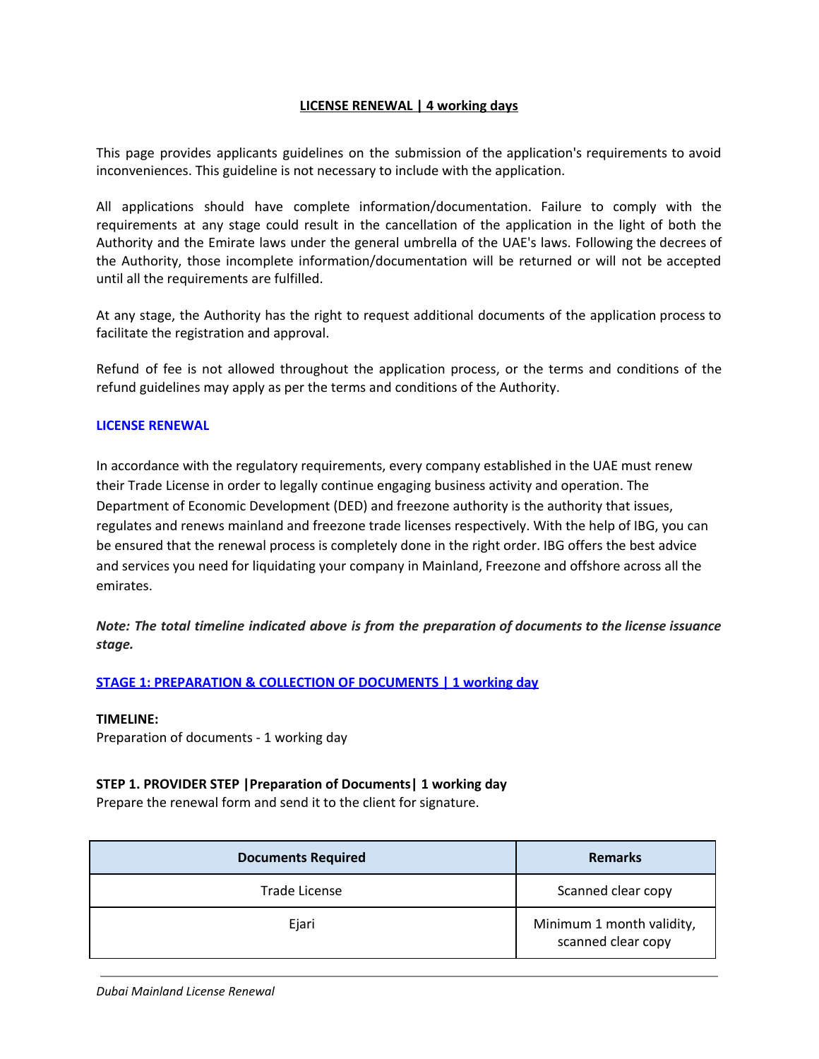## LICENSE RENEWAL | 4 working days

This page provides applicants guidelines on the submission of the application's requirements to avoid inconveniences. This guideline is not necessary to include with the application.

All applications should have complete information/documentation. Failure to comply with the requirements at any stage could result in the cancellation of the application in the light of both the Authority and the Emirate laws under the general umbrella of the UAE's laws. Following the decrees of the Authority, those incomplete information/documentation will be returned or will not be accepted until all the requirements are fulfilled.

At any stage, the Authority has the right to request additional documents of the application process to facilitate the registration and approval.

Refund of fee is not allowed throughout the application process, or the terms and conditions of the refund guidelines may apply as per the terms and conditions of the Authority.

### LICENSE RENEWAL

In accordance with the regulatory requirements, every company established in the UAE must renew their Trade License in order to legally continue engaging business activity and operation. The Department of Economic Development (DED) and freezone authority is the authority that issues, regulates and renews mainland and freezone trade licenses respectively. With the help of IBG, you can be ensured that the renewal process is completely done in the right order. IBG offers the best advice and services you need for liquidating your company in Mainland, Freezone and offshore across all the emirates.

***Note: The total timeline indicated above is from the preparation of documents to the license issuance stage.***

### STAGE 1: PREPARATION & COLLECTION OF DOCUMENTS | 1 working day

**TIMELINE:**
Preparation of documents - 1 working day

**STEP 1. PROVIDER STEP |Preparation of Documents| 1 working day**
Prepare the renewal form and send it to the client for signature.

| Documents Required | Remarks |
|---|---|
| Trade License | Scanned clear copy |
| Ejari | Minimum 1 month validity, scanned clear copy |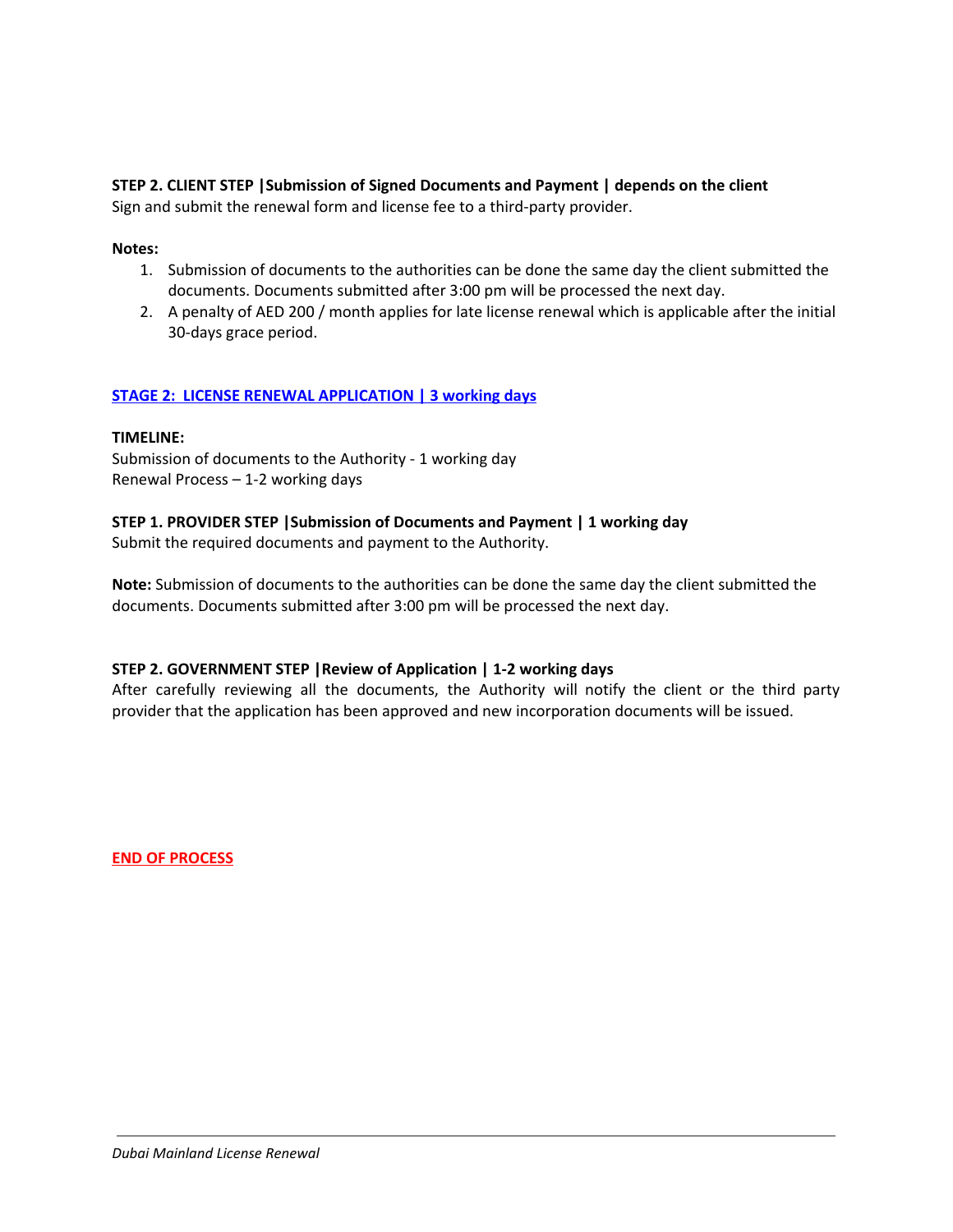**STEP 2. CLIENT STEP |Submission of Signed Documents and Payment | depends on the client**
Sign and submit the renewal form and license fee to a third-party provider.

**Notes:**

1. Submission of documents to the authorities can be done the same day the client submitted the documents. Documents submitted after 3:00 pm will be processed the next day.
2. A penalty of AED 200 / month applies for late license renewal which is applicable after the initial 30-days grace period.

## STAGE 2: LICENSE RENEWAL APPLICATION | 3 working days

**TIMELINE:**
Submission of documents to the Authority - 1 working day
Renewal Process – 1-2 working days

**STEP 1. PROVIDER STEP |Submission of Documents and Payment | 1 working day**
Submit the required documents and payment to the Authority.

**Note:** Submission of documents to the authorities can be done the same day the client submitted the documents. Documents submitted after 3:00 pm will be processed the next day.

**STEP 2. GOVERNMENT STEP |Review of Application | 1-2 working days**
After carefully reviewing all the documents, the Authority will notify the client or the third party provider that the application has been approved and new incorporation documents will be issued.

**END OF PROCESS**